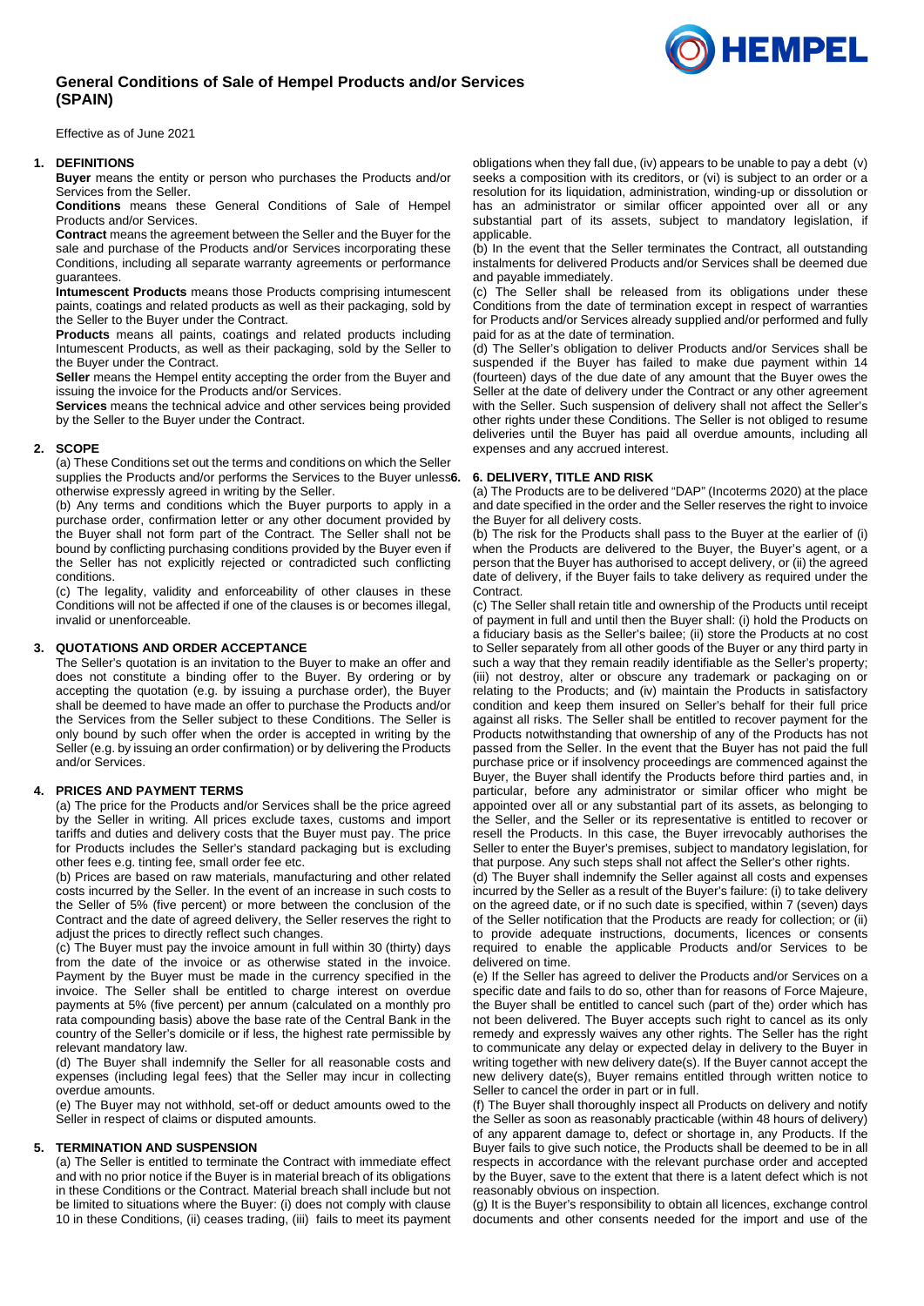# General Conditions of Sale of Hempel Products and/or Services (SPAIN)

Effective as of June 2021

## 1. DEFINITIONS

**Buyer** means the entity or person who purchases the Products and/or Services from the Seller.

**Conditions** means these General Conditions of Sale of Hempel Products and/or Services.

**Contract** means the agreement between the Seller and the Buyer for the sale and purchase of the Products and/or Services incorporating these Conditions, including all separate warranty agreements or performance guarantees.

**Intumescent Products** means those Products comprising intumescent paints, coatings and related products as well as their packaging, sold by the Seller to the Buyer under the Contract.

**Products** means all paints, coatings and related products including Intumescent Products, as well as their packaging, sold by the Seller to the Buyer under the Contract.

**Seller** means the Hempel entity accepting the order from the Buyer and issuing the invoice for the Products and/or Services.

**Services** means the technical advice and other services being provided by the Seller to the Buyer under the Contract.

## 2. SCOPE

(a) These Conditions set out the terms and conditions on which the Seller supplies the Products and/or performs the Services to the Buyer unless otherwise expressly agreed in writing by the Seller.

(b) Any terms and conditions which the Buyer purports to apply in a purchase order, confirmation letter or any other document provided by the Buyer shall not form part of the Contract. The Seller shall not be bound by conflicting purchasing conditions provided by the Buyer even if the Seller has not explicitly rejected or contradicted such conflicting conditions.

(c) The legality, validity and enforceability of other clauses in these Conditions will not be affected if one of the clauses is or becomes illegal, invalid or unenforceable.

## 3. QUOTATIONS AND ORDER ACCEPTANCE

The Seller's quotation is an invitation to the Buyer to make an offer and does not constitute a binding offer to the Buyer. By ordering or by accepting the quotation (e.g. by issuing a purchase order), the Buyer shall be deemed to have made an offer to purchase the Products and/or the Services from the Seller subject to these Conditions. The Seller is only bound by such offer when the order is accepted in writing by the Seller (e.g. by issuing an order confirmation) or by delivering the Products and/or Services.

## 4. PRICES AND PAYMENT TERMS

(a) The price for the Products and/or Services shall be the price agreed by the Seller in writing. All prices exclude taxes, customs and import tariffs and duties and delivery costs that the Buyer must pay. The price for Products includes the Seller's standard packaging but is excluding other fees e.g. tinting fee, small order fee etc.

(b) Prices are based on raw materials, manufacturing and other related costs incurred by the Seller. In the event of an increase in such costs to the Seller of 5% (five percent) or more between the conclusion of the Contract and the date of agreed delivery, the Seller reserves the right to adjust the prices to directly reflect such changes.

(c) The Buyer must pay the invoice amount in full within 30 (thirty) days from the date of the invoice or as otherwise stated in the invoice. Payment by the Buyer must be made in the currency specified in the invoice. The Seller shall be entitled to charge interest on overdue payments at 5% (five percent) per annum (calculated on a monthly pro rata compounding basis) above the base rate of the Central Bank in the country of the Seller's domicile or if less, the highest rate permissible by relevant mandatory law.

(d) The Buyer shall indemnify the Seller for all reasonable costs and expenses (including legal fees) that the Seller may incur in collecting overdue amounts.

(e) The Buyer may not withhold, set-off or deduct amounts owed to the Seller in respect of claims or disputed amounts.

## 5. TERMINATION AND SUSPENSION

(a) The Seller is entitled to terminate the Contract with immediate effect and with no prior notice if the Buyer is in material breach of its obligations in these Conditions or the Contract. Material breach shall include but not be limited to situations where the Buyer: (i) does not comply with clause 10 in these Conditions, (ii) ceases trading, (iii) fails to meet its payment obligations when they fall due, (iv) appears to be unable to pay a debt (v) seeks a composition with its creditors, or (vi) is subject to an order or a resolution for its liquidation, administration, winding-up or dissolution or has an administrator or similar officer appointed over all or any substantial part of its assets, subject to mandatory legislation, if applicable.

(b) In the event that the Seller terminates the Contract, all outstanding instalments for delivered Products and/or Services shall be deemed due and payable immediately.

(c) The Seller shall be released from its obligations under these Conditions from the date of termination except in respect of warranties for Products and/or Services already supplied and/or performed and fully paid for as at the date of termination.

(d) The Seller's obligation to deliver Products and/or Services shall be suspended if the Buyer has failed to make due payment within 14 (fourteen) days of the due date of any amount that the Buyer owes the Seller at the date of delivery under the Contract or any other agreement with the Seller. Such suspension of delivery shall not affect the Seller's other rights under these Conditions. The Seller is not obliged to resume deliveries until the Buyer has paid all overdue amounts, including all expenses and any accrued interest.

## 6. DELIVERY, TITLE AND RISK

(a) The Products are to be delivered "DAP" (Incoterms 2020) at the place and date specified in the order and the Seller reserves the right to invoice the Buyer for all delivery costs.

(b) The risk for the Products shall pass to the Buyer at the earlier of (i) when the Products are delivered to the Buyer, the Buyer's agent, or a person that the Buyer has authorised to accept delivery, or (ii) the agreed date of delivery, if the Buyer fails to take delivery as required under the Contract.

(c) The Seller shall retain title and ownership of the Products until receipt of payment in full and until then the Buyer shall: (i) hold the Products on a fiduciary basis as the Seller's bailee; (ii) store the Products at no cost to Seller separately from all other goods of the Buyer or any third party in such a way that they remain readily identifiable as the Seller's property; (iii) not destroy, alter or obscure any trademark or packaging on or relating to the Products; and (iv) maintain the Products in satisfactory condition and keep them insured on Seller's behalf for their full price against all risks. The Seller shall be entitled to recover payment for the Products notwithstanding that ownership of any of the Products has not passed from the Seller. In the event that the Buyer has not paid the full purchase price or if insolvency proceedings are commenced against the Buyer, the Buyer shall identify the Products before third parties and, in particular, before any administrator or similar officer who might be appointed over all or any substantial part of its assets, as belonging to the Seller, and the Seller or its representative is entitled to recover or resell the Products. In this case, the Buyer irrevocably authorises the Seller to enter the Buyer's premises, subject to mandatory legislation, for that purpose. Any such steps shall not affect the Seller's other rights.

(d) The Buyer shall indemnify the Seller against all costs and expenses incurred by the Seller as a result of the Buyer's failure: (i) to take delivery on the agreed date, or if no such date is specified, within 7 (seven) days of the Seller notification that the Products are ready for collection; or (ii) to provide adequate instructions, documents, licences or consents required to enable the applicable Products and/or Services to be delivered on time.

(e) If the Seller has agreed to deliver the Products and/or Services on a specific date and fails to do so, other than for reasons of Force Majeure, the Buyer shall be entitled to cancel such (part of the) order which has not been delivered. The Buyer accepts such right to cancel as its only remedy and expressly waives any other rights. The Seller has the right to communicate any delay or expected delay in delivery to the Buyer in writing together with new delivery date(s). If the Buyer cannot accept the new delivery date(s), Buyer remains entitled through written notice to Seller to cancel the order in part or in full.

(f) The Buyer shall thoroughly inspect all Products on delivery and notify the Seller as soon as reasonably practicable (within 48 hours of delivery) of any apparent damage to, defect or shortage in, any Products. If the Buyer fails to give such notice, the Products shall be deemed to be in all respects in accordance with the relevant purchase order and accepted by the Buyer, save to the extent that there is a latent defect which is not reasonably obvious on inspection.

(g) It is the Buyer's responsibility to obtain all licences, exchange control documents and other consents needed for the import and use of the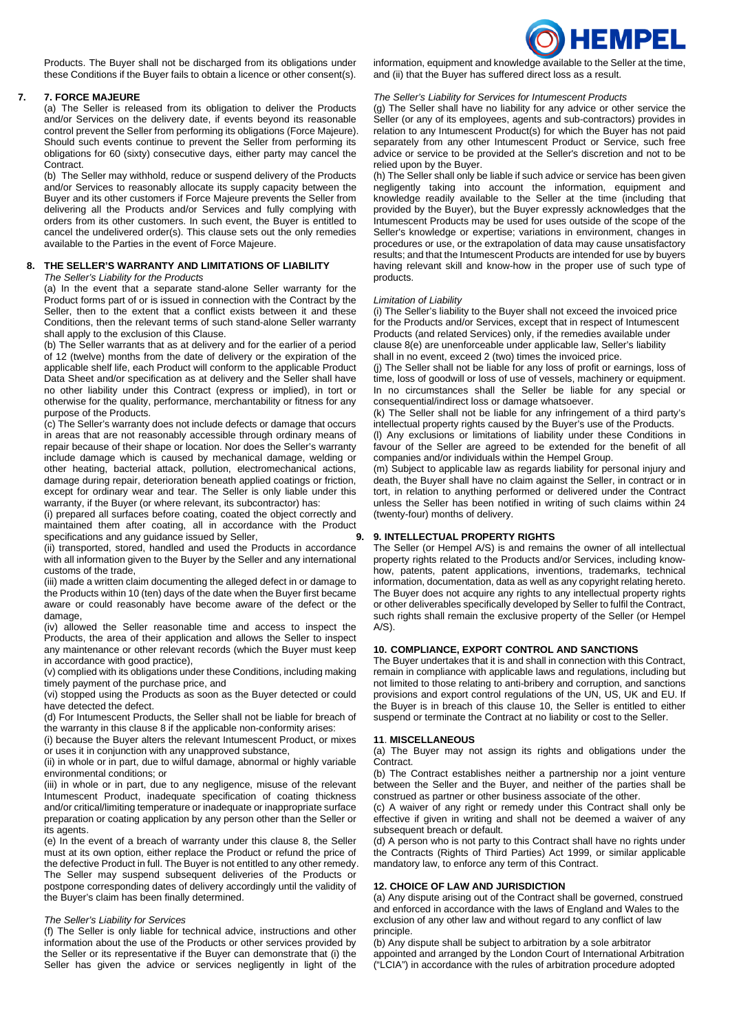Products. The Buyer shall not be discharged from its obligations under these Conditions if the Buyer fails to obtain a licence or other consent(s).

## 7. FORCE MAJEURE

(a) The Seller is released from its obligation to deliver the Products and/or Services on the delivery date, if events beyond its reasonable control prevent the Seller from performing its obligations (Force Majeure). Should such events continue to prevent the Seller from performing its obligations for 60 (sixty) consecutive days, either party may cancel the Contract.

(b) The Seller may withhold, reduce or suspend delivery of the Products and/or Services to reasonably allocate its supply capacity between the Buyer and its other customers if Force Majeure prevents the Seller from delivering all the Products and/or Services and fully complying with orders from its other customers. In such event, the Buyer is entitled to cancel the undelivered order(s). This clause sets out the only remedies available to the Parties in the event of Force Majeure.

## 8. THE SELLER'S WARRANTY AND LIMITATIONS OF LIABILITY

*The Seller's Liability for the Products*

(a) In the event that a separate stand-alone Seller warranty for the Product forms part of or is issued in connection with the Contract by the Seller, then to the extent that a conflict exists between it and these Conditions, then the relevant terms of such stand-alone Seller warranty shall apply to the exclusion of this Clause.

(b) The Seller warrants that as at delivery and for the earlier of a period of 12 (twelve) months from the date of delivery or the expiration of the applicable shelf life, each Product will conform to the applicable Product Data Sheet and/or specification as at delivery and the Seller shall have no other liability under this Contract (express or implied), in tort or otherwise for the quality, performance, merchantability or fitness for any purpose of the Products.

(c) The Seller's warranty does not include defects or damage that occurs in areas that are not reasonably accessible through ordinary means of repair because of their shape or location. Nor does the Seller's warranty include damage which is caused by mechanical damage, welding or other heating, bacterial attack, pollution, electromechanical actions, damage during repair, deterioration beneath applied coatings or friction, except for ordinary wear and tear. The Seller is only liable under this warranty, if the Buyer (or where relevant, its subcontractor) has:

(i) prepared all surfaces before coating, coated the object correctly and maintained them after coating, all in accordance with the Product specifications and any guidance issued by Seller,

(ii) transported, stored, handled and used the Products in accordance with all information given to the Buyer by the Seller and any international customs of the trade,

(iii) made a written claim documenting the alleged defect in or damage to the Products within 10 (ten) days of the date when the Buyer first became aware or could reasonably have become aware of the defect or the damage,

(iv) allowed the Seller reasonable time and access to inspect the Products, the area of their application and allows the Seller to inspect any maintenance or other relevant records (which the Buyer must keep in accordance with good practice),

(v) complied with its obligations under these Conditions, including making timely payment of the purchase price, and

(vi) stopped using the Products as soon as the Buyer detected or could have detected the defect.

(d) For Intumescent Products, the Seller shall not be liable for breach of the warranty in this clause 8 if the applicable non-conformity arises:

(i) because the Buyer alters the relevant Intumescent Product, or mixes or uses it in conjunction with any unapproved substance,

(ii) in whole or in part, due to wilful damage, abnormal or highly variable environmental conditions; or

(iii) in whole or in part, due to any negligence, misuse of the relevant Intumescent Product, inadequate specification of coating thickness and/or critical/limiting temperature or inadequate or inappropriate surface preparation or coating application by any person other than the Seller or its agents.

(e) In the event of a breach of warranty under this clause 8, the Seller must at its own option, either replace the Product or refund the price of the defective Product in full. The Buyer is not entitled to any other remedy. The Seller may suspend subsequent deliveries of the Products or postpone corresponding dates of delivery accordingly until the validity of the Buyer's claim has been finally determined.

*The Seller's Liability for Services*

(f) The Seller is only liable for technical advice, instructions and other information about the use of the Products or other services provided by the Seller or its representative if the Buyer can demonstrate that (i) the Seller has given the advice or services negligently in light of the information, equipment and knowledge available to the Seller at the time, and (ii) that the Buyer has suffered direct loss as a result.

*The Seller's Liability for Services for Intumescent Products*

(g) The Seller shall have no liability for any advice or other service the Seller (or any of its employees, agents and sub-contractors) provides in relation to any Intumescent Product(s) for which the Buyer has not paid separately from any other Intumescent Product or Service, such free advice or service to be provided at the Seller's discretion and not to be relied upon by the Buyer.

(h) The Seller shall only be liable if such advice or service has been given negligently taking into account the information, equipment and knowledge readily available to the Seller at the time (including that provided by the Buyer), but the Buyer expressly acknowledges that the Intumescent Products may be used for uses outside of the scope of the Seller's knowledge or expertise; variations in environment, changes in procedures or use, or the extrapolation of data may cause unsatisfactory results; and that the Intumescent Products are intended for use by buyers having relevant skill and know-how in the proper use of such type of products.

*Limitation of Liability*

(i) The Seller's liability to the Buyer shall not exceed the invoiced price for the Products and/or Services, except that in respect of Intumescent Products (and related Services) only, if the remedies available under clause 8(e) are unenforceable under applicable law, Seller's liability shall in no event, exceed 2 (two) times the invoiced price.

(j) The Seller shall not be liable for any loss of profit or earnings, loss of time, loss of goodwill or loss of use of vessels, machinery or equipment. In no circumstances shall the Seller be liable for any special or consequential/indirect loss or damage whatsoever.

(k) The Seller shall not be liable for any infringement of a third party's intellectual property rights caused by the Buyer's use of the Products.

(l) Any exclusions or limitations of liability under these Conditions in favour of the Seller are agreed to be extended for the benefit of all companies and/or individuals within the Hempel Group.

(m) Subject to applicable law as regards liability for personal injury and death, the Buyer shall have no claim against the Seller, in contract or in tort, in relation to anything performed or delivered under the Contract unless the Seller has been notified in writing of such claims within 24 (twenty-four) months of delivery.

## 9. INTELLECTUAL PROPERTY RIGHTS

The Seller (or Hempel A/S) is and remains the owner of all intellectual property rights related to the Products and/or Services, including know-how, patents, patent applications, inventions, trademarks, technical information, documentation, data as well as any copyright relating hereto. The Buyer does not acquire any rights to any intellectual property rights or other deliverables specifically developed by Seller to fulfil the Contract, such rights shall remain the exclusive property of the Seller (or Hempel A/S).

## 10. COMPLIANCE, EXPORT CONTROL AND SANCTIONS

The Buyer undertakes that it is and shall in connection with this Contract, remain in compliance with applicable laws and regulations, including but not limited to those relating to anti-bribery and corruption, and sanctions provisions and export control regulations of the UN, US, UK and EU. If the Buyer is in breach of this clause 10, the Seller is entitled to either suspend or terminate the Contract at no liability or cost to the Seller.

## 11. MISCELLANEOUS

(a) The Buyer may not assign its rights and obligations under the Contract.

(b) The Contract establishes neither a partnership nor a joint venture between the Seller and the Buyer, and neither of the parties shall be construed as partner or other business associate of the other.

(c) A waiver of any right or remedy under this Contract shall only be effective if given in writing and shall not be deemed a waiver of any subsequent breach or default.

(d) A person who is not party to this Contract shall have no rights under the Contracts (Rights of Third Parties) Act 1999, or similar applicable mandatory law, to enforce any term of this Contract.

## 12. CHOICE OF LAW AND JURISDICTION

(a) Any dispute arising out of the Contract shall be governed, construed and enforced in accordance with the laws of England and Wales to the exclusion of any other law and without regard to any conflict of law principle.

(b) Any dispute shall be subject to arbitration by a sole arbitrator appointed and arranged by the London Court of International Arbitration ("LCIA") in accordance with the rules of arbitration procedure adopted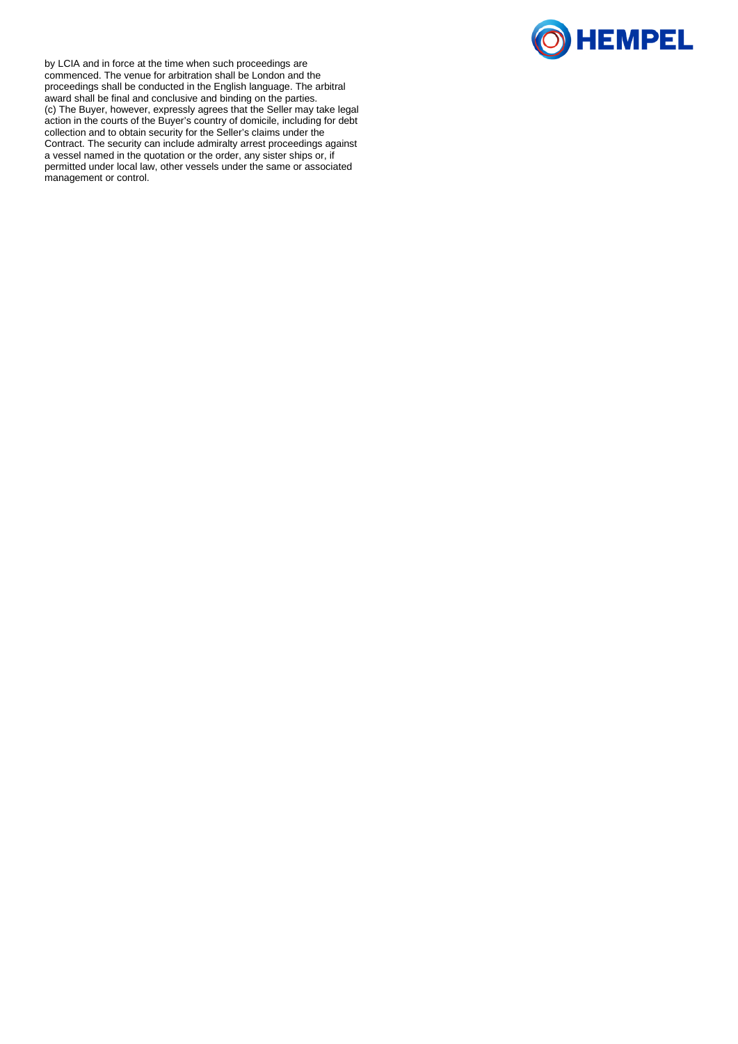by LCIA and in force at the time when such proceedings are commenced. The venue for arbitration shall be London and the proceedings shall be conducted in the English language. The arbitral award shall be final and conclusive and binding on the parties.

(c) The Buyer, however, expressly agrees that the Seller may take legal action in the courts of the Buyer's country of domicile, including for debt collection and to obtain security for the Seller's claims under the Contract. The security can include admiralty arrest proceedings against a vessel named in the quotation or the order, any sister ships or, if permitted under local law, other vessels under the same or associated management or control.